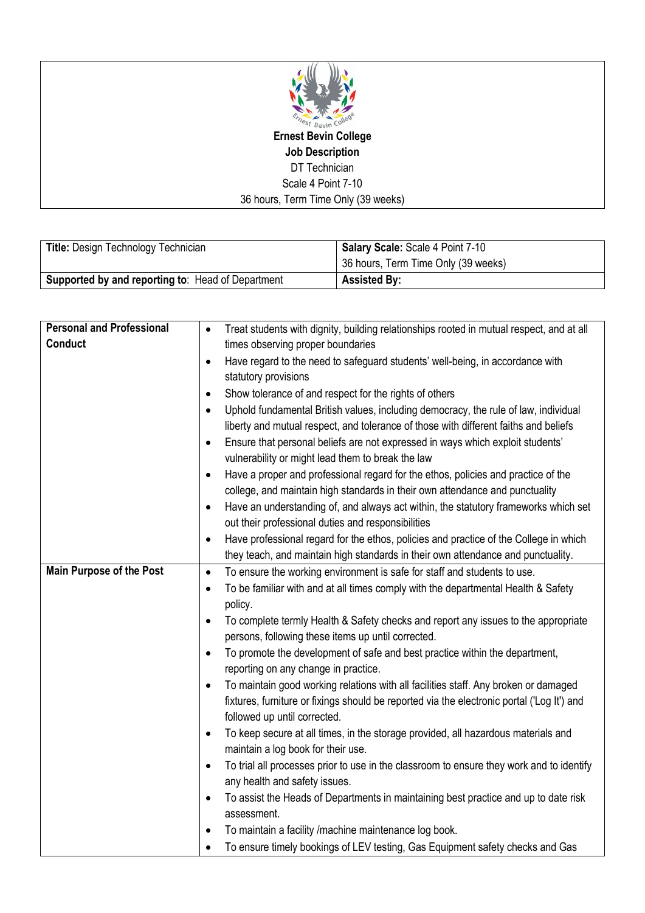**Ernest Bevin College**
**Job Description**
DT Technician
Scale 4 Point 7-10
36 hours, Term Time Only (39 weeks)

| **Title:** Design Technology Technician | **Salary Scale:** Scale 4 Point 7-10<br>36 hours, Term Time Only (39 weeks) |
|---|---|
| **Supported by and reporting to**: Head of Department | **Assisted By:** |

| | |
|---|---|
| **Personal and Professional Conduct** | • Treat students with dignity, building relationships rooted in mutual respect, and at all times observing proper boundaries<br>• Have regard to the need to safeguard students' well-being, in accordance with statutory provisions<br>• Show tolerance of and respect for the rights of others<br>• Uphold fundamental British values, including democracy, the rule of law, individual liberty and mutual respect, and tolerance of those with different faiths and beliefs<br>• Ensure that personal beliefs are not expressed in ways which exploit students' vulnerability or might lead them to break the law<br>• Have a proper and professional regard for the ethos, policies and practice of the college, and maintain high standards in their own attendance and punctuality<br>• Have an understanding of, and always act within, the statutory frameworks which set out their professional duties and responsibilities<br>• Have professional regard for the ethos, policies and practice of the College in which they teach, and maintain high standards in their own attendance and punctuality. |
| **Main Purpose of the Post** | • To ensure the working environment is safe for staff and students to use.<br>• To be familiar with and at all times comply with the departmental Health & Safety policy.<br>• To complete termly Health & Safety checks and report any issues to the appropriate persons, following these items up until corrected.<br>• To promote the development of safe and best practice within the department, reporting on any change in practice.<br>• To maintain good working relations with all facilities staff. Any broken or damaged fixtures, furniture or fixings should be reported via the electronic portal ('Log It') and followed up until corrected.<br>• To keep secure at all times, in the storage provided, all hazardous materials and maintain a log book for their use.<br>• To trial all processes prior to use in the classroom to ensure they work and to identify any health and safety issues.<br>• To assist the Heads of Departments in maintaining best practice and up to date risk assessment.<br>• To maintain a facility /machine maintenance log book.<br>• To ensure timely bookings of LEV testing, Gas Equipment safety checks and Gas |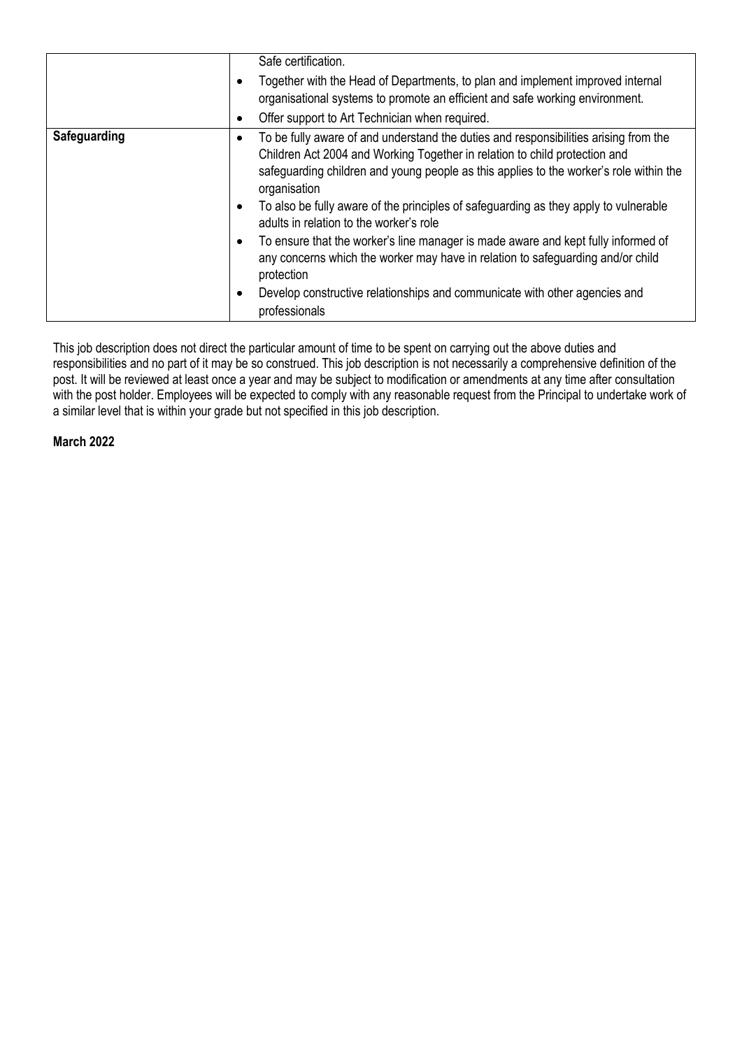| | |
|---|---|
| | Safe certification.<br>• Together with the Head of Departments, to plan and implement improved internal organisational systems to promote an efficient and safe working environment.<br>• Offer support to Art Technician when required. |
| **Safeguarding** | • To be fully aware of and understand the duties and responsibilities arising from the Children Act 2004 and Working Together in relation to child protection and safeguarding children and young people as this applies to the worker's role within the organisation<br>• To also be fully aware of the principles of safeguarding as they apply to vulnerable adults in relation to the worker's role<br>• To ensure that the worker's line manager is made aware and kept fully informed of any concerns which the worker may have in relation to safeguarding and/or child protection<br>• Develop constructive relationships and communicate with other agencies and professionals |

This job description does not direct the particular amount of time to be spent on carrying out the above duties and responsibilities and no part of it may be so construed. This job description is not necessarily a comprehensive definition of the post. It will be reviewed at least once a year and may be subject to modification or amendments at any time after consultation with the post holder. Employees will be expected to comply with any reasonable request from the Principal to undertake work of a similar level that is within your grade but not specified in this job description.

**March 2022**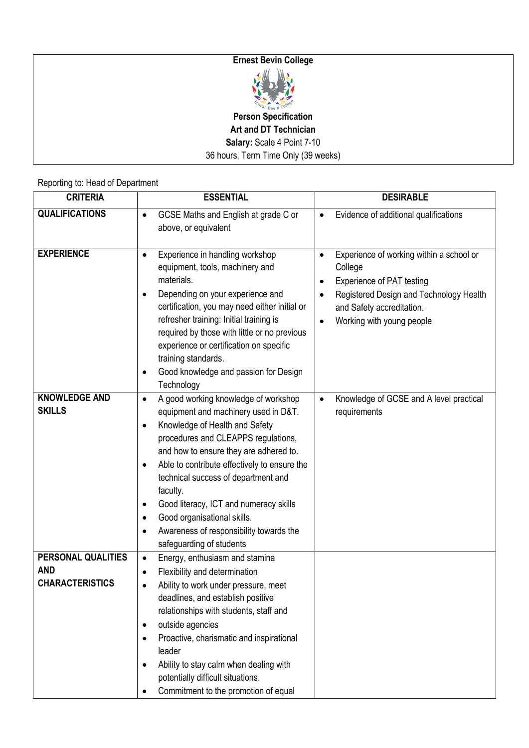**Ernest Bevin College**

**Person Specification**

**Art and DT Technician**

**Salary:** Scale 4 Point 7-10

36 hours, Term Time Only (39 weeks)

Reporting to: Head of Department

| CRITERIA | ESSENTIAL | DESIRABLE |
|---|---|---|
| **QUALIFICATIONS** | • GCSE Maths and English at grade C or above, or equivalent | • Evidence of additional qualifications |
| **EXPERIENCE** | • Experience in handling workshop equipment, tools, machinery and materials.<br>• Depending on your experience and certification, you may need either initial or refresher training: Initial training is required by those with little or no previous experience or certification on specific training standards.<br>• Good knowledge and passion for Design Technology | • Experience of working within a school or College<br>• Experience of PAT testing<br>• Registered Design and Technology Health and Safety accreditation.<br>• Working with young people |
| **KNOWLEDGE AND SKILLS** | • A good working knowledge of workshop equipment and machinery used in D&T.<br>• Knowledge of Health and Safety procedures and CLEAPPS regulations, and how to ensure they are adhered to.<br>• Able to contribute effectively to ensure the technical success of department and faculty.<br>• Good literacy, ICT and numeracy skills<br>• Good organisational skills.<br>• Awareness of responsibility towards the safeguarding of students | • Knowledge of GCSE and A level practical requirements |
| **PERSONAL QUALITIES AND CHARACTERISTICS** | • Energy, enthusiasm and stamina<br>• Flexibility and determination<br>• Ability to work under pressure, meet deadlines, and establish positive relationships with students, staff and<br>• outside agencies<br>• Proactive, charismatic and inspirational leader<br>• Ability to stay calm when dealing with potentially difficult situations.<br>• Commitment to the promotion of equal | |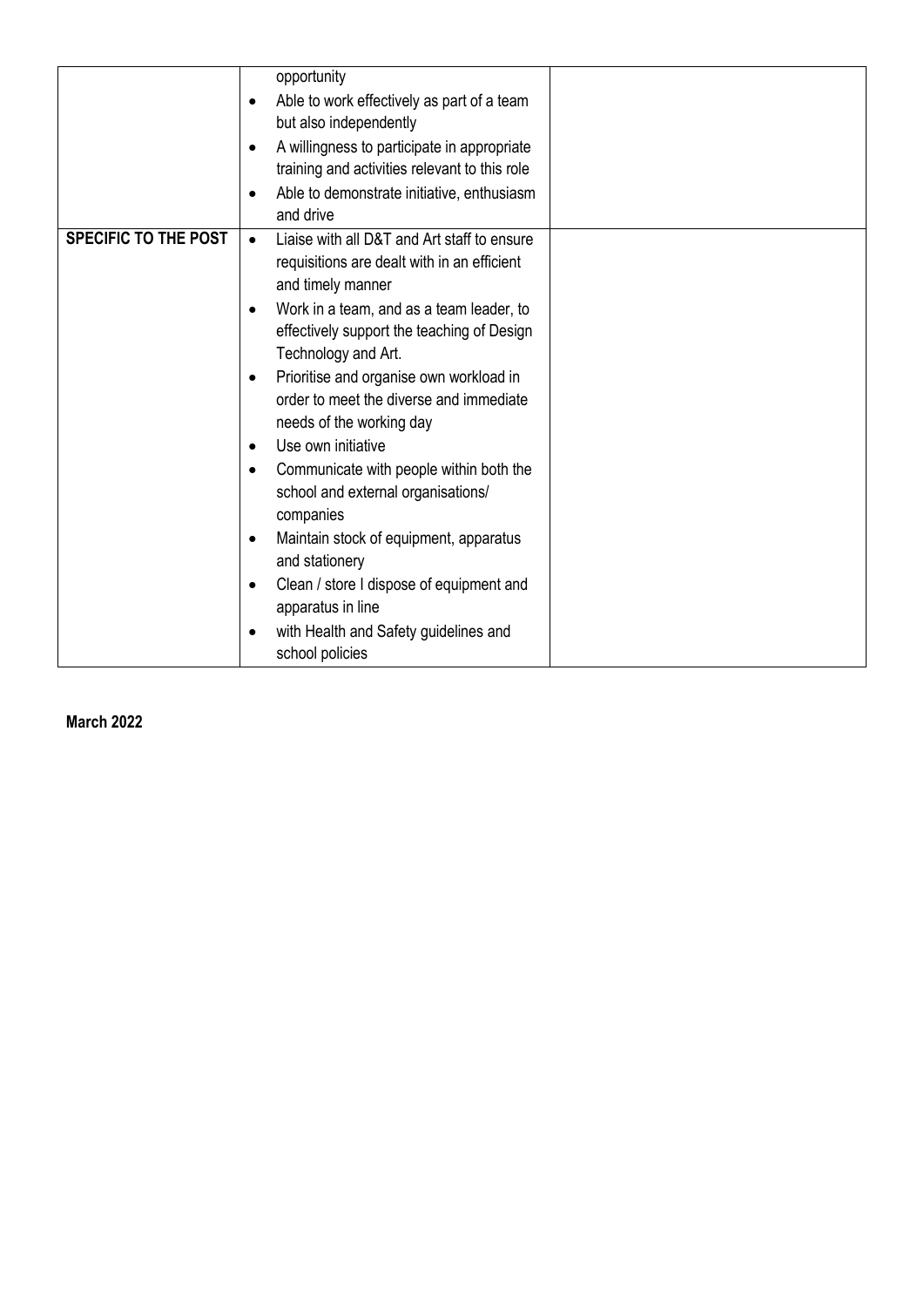| | | |
|---|---|---|
| | opportunity<br>• Able to work effectively as part of a team but also independently<br>• A willingness to participate in appropriate training and activities relevant to this role<br>• Able to demonstrate initiative, enthusiasm and drive | |
| **SPECIFIC TO THE POST** | • Liaise with all D&T and Art staff to ensure requisitions are dealt with in an efficient and timely manner<br>• Work in a team, and as a team leader, to effectively support the teaching of Design Technology and Art.<br>• Prioritise and organise own workload in order to meet the diverse and immediate needs of the working day<br>• Use own initiative<br>• Communicate with people within both the school and external organisations/ companies<br>• Maintain stock of equipment, apparatus and stationery<br>• Clean / store I dispose of equipment and apparatus in line<br>• with Health and Safety guidelines and school policies | |

**March 2022**